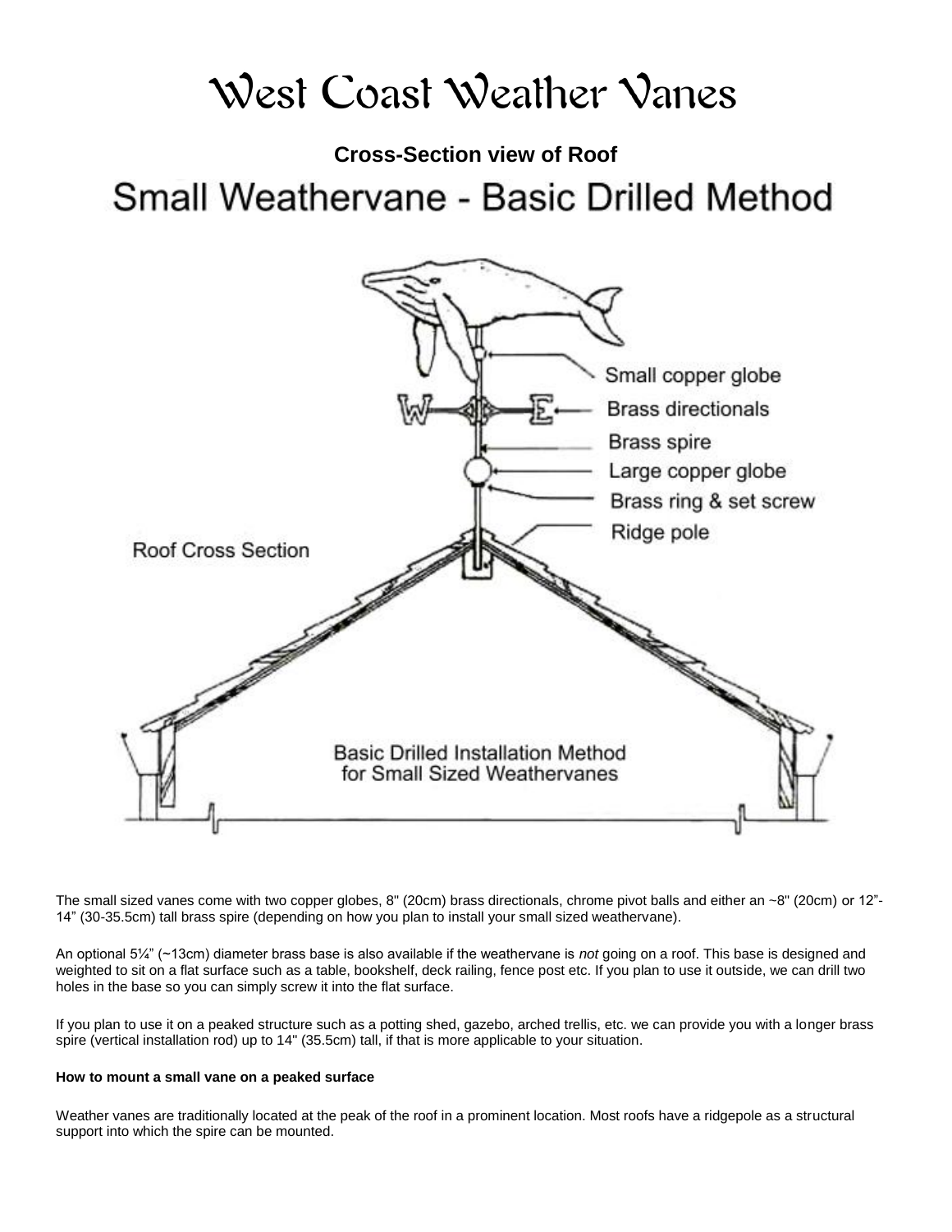# West Coast Weather Vanes

**Cross-Section view of Roof**

## Small Weathervane - Basic Drilled Method

Small copper globe

Brass directionals

Brass spire

Large copper globe

Brass ring & set screw

Ridge pole

Roof Cross Section

Basic Drilled Installation Method for Small Sized Weathervanes

The small sized vanes come with two copper globes, 8" (20cm) brass directionals, chrome pivot balls and either an ~8" (20cm) or 12"-14" (30-35.5cm) tall brass spire (depending on how you plan to install your small sized weathervane).

An optional 5¼" (~13cm) diameter brass base is also available if the weathervane is *not* going on a roof. This base is designed and weighted to sit on a flat surface such as a table, bookshelf, deck railing, fence post etc. If you plan to use it outside, we can drill two holes in the base so you can simply screw it into the flat surface.

If you plan to use it on a peaked structure such as a potting shed, gazebo, arched trellis, etc. we can provide you with a longer brass spire (vertical installation rod) up to 14" (35.5cm) tall, if that is more applicable to your situation.

**How to mount a small vane on a peaked surface**

Weather vanes are traditionally located at the peak of the roof in a prominent location. Most roofs have a ridgepole as a structural support into which the spire can be mounted.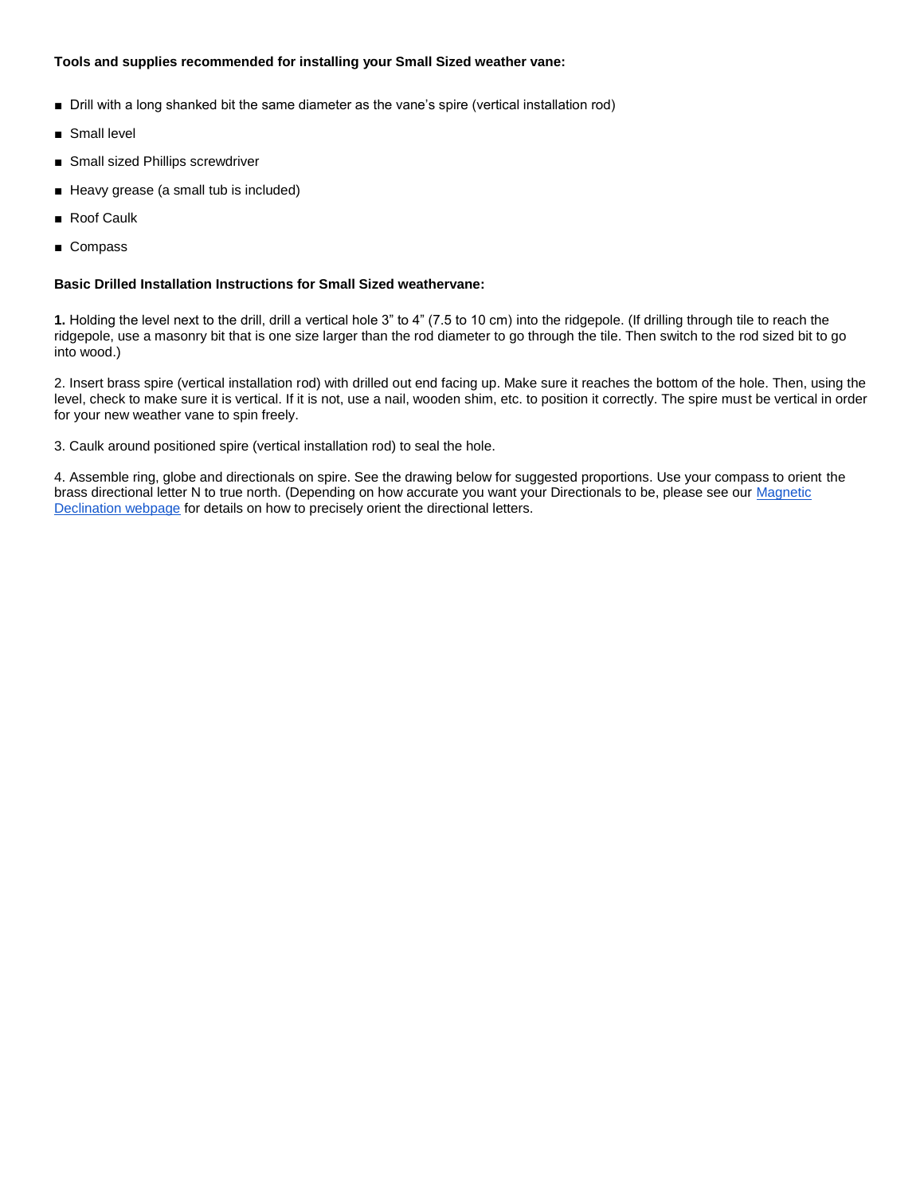**Tools and supplies recommended for installing your Small Sized weather vane:**

- Drill with a long shanked bit the same diameter as the vane's spire (vertical installation rod)
- Small level
- Small sized Phillips screwdriver
- Heavy grease (a small tub is included)
- Roof Caulk
- Compass

**Basic Drilled Installation Instructions for Small Sized weathervane:**

**1.** Holding the level next to the drill, drill a vertical hole 3" to 4" (7.5 to 10 cm) into the ridgepole. (If drilling through tile to reach the ridgepole, use a masonry bit that is one size larger than the rod diameter to go through the tile. Then switch to the rod sized bit to go into wood.)

2. Insert brass spire (vertical installation rod) with drilled out end facing up. Make sure it reaches the bottom of the hole. Then, using the level, check to make sure it is vertical. If it is not, use a nail, wooden shim, etc. to position it correctly. The spire must be vertical in order for your new weather vane to spin freely.

3. Caulk around positioned spire (vertical installation rod) to seal the hole.

4. Assemble ring, globe and directionals on spire. See the drawing below for suggested proportions. Use your compass to orient the brass directional letter N to true north. (Depending on how accurate you want your Directionals to be, please see our [Magnetic Declination webpage] for details on how to precisely orient the directional letters.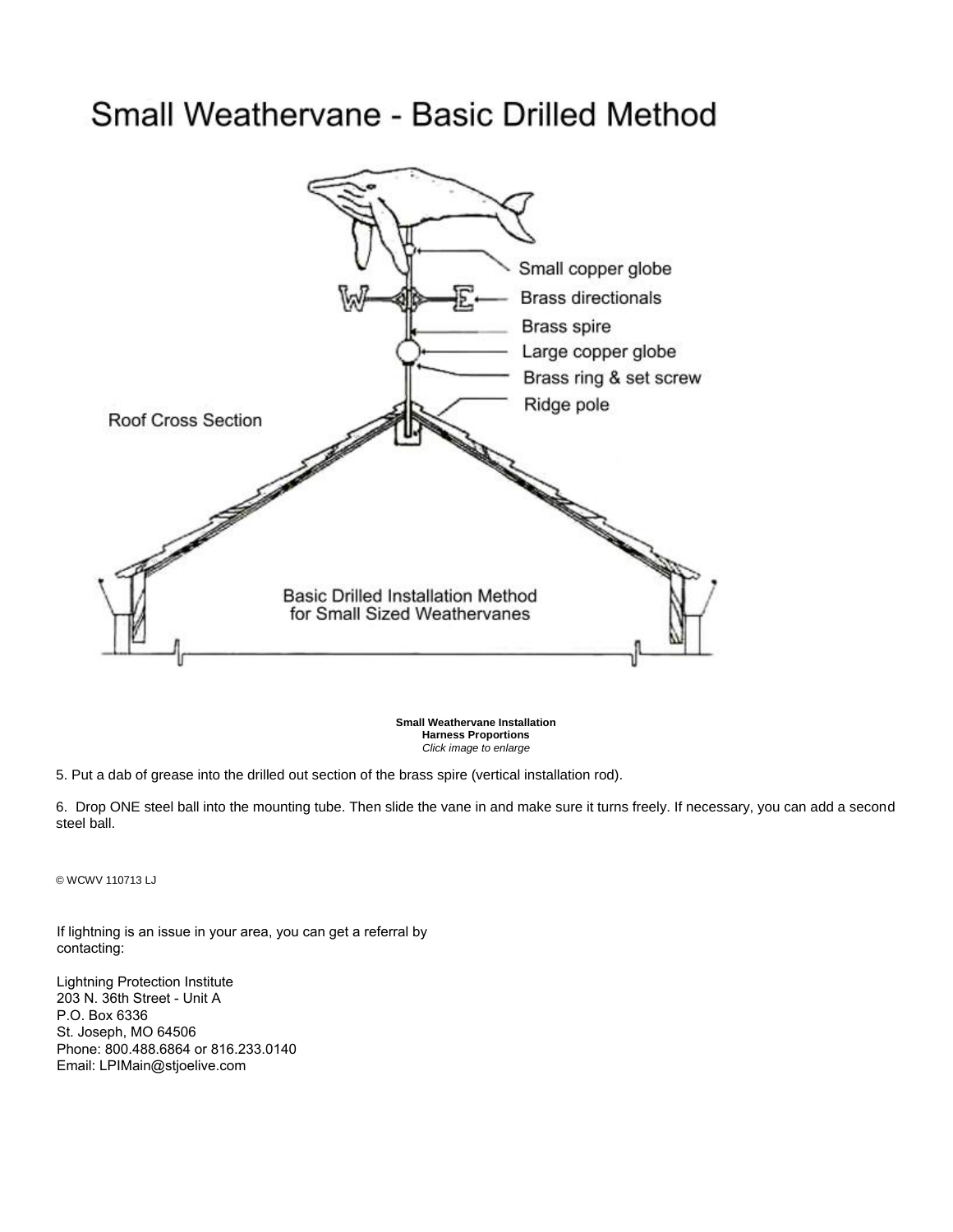# Small Weathervane - Basic Drilled Method

Small copper globe

Brass directionals

Brass spire

Large copper globe

Brass ring & set screw

Ridge pole

Roof Cross Section

Basic Drilled Installation Method for Small Sized Weathervanes

**Small Weathervane Installation**
**Harness Proportions**
*Click image to enlarge*

5. Put a dab of grease into the drilled out section of the brass spire (vertical installation rod).

6. Drop ONE steel ball into the mounting tube. Then slide the vane in and make sure it turns freely. If necessary, you can add a second steel ball.

© WCWV 110713 LJ

If lightning is an issue in your area, you can get a referral by contacting:

Lightning Protection Institute
203 N. 36th Street - Unit A
P.O. Box 6336
St. Joseph, MO 64506
Phone: 800.488.6864 or 816.233.0140
Email: LPIMain@stjoelive.com